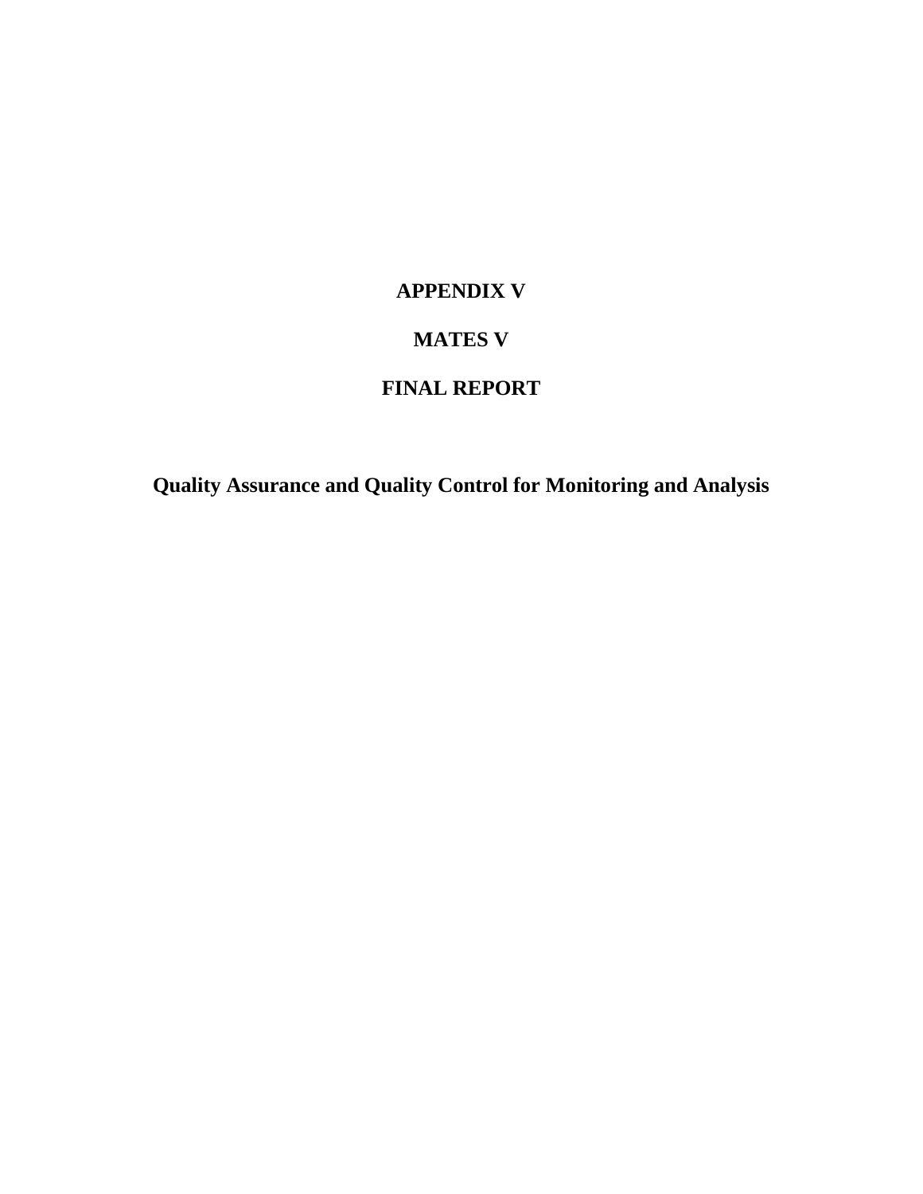# APPENDIX V

# MATES V

# FINAL REPORT

## Quality Assurance and Quality Control for Monitoring and Analysis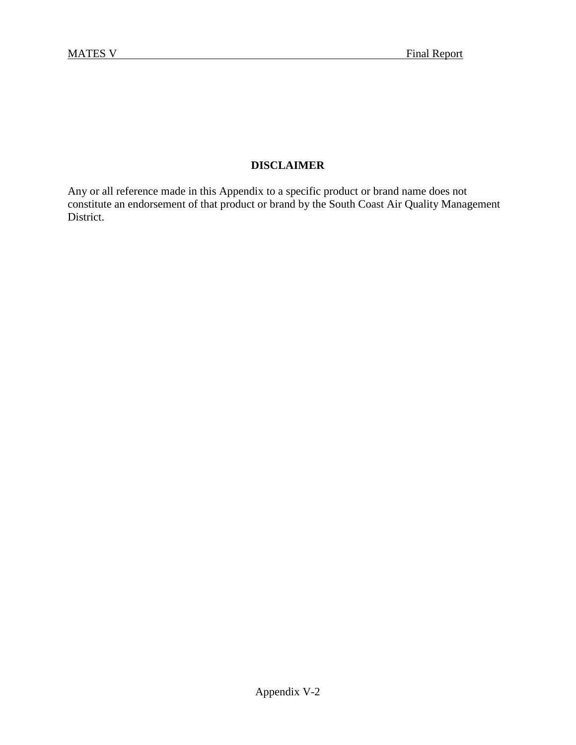## DISCLAIMER

Any or all reference made in this Appendix to a specific product or brand name does not constitute an endorsement of that product or brand by the South Coast Air Quality Management District.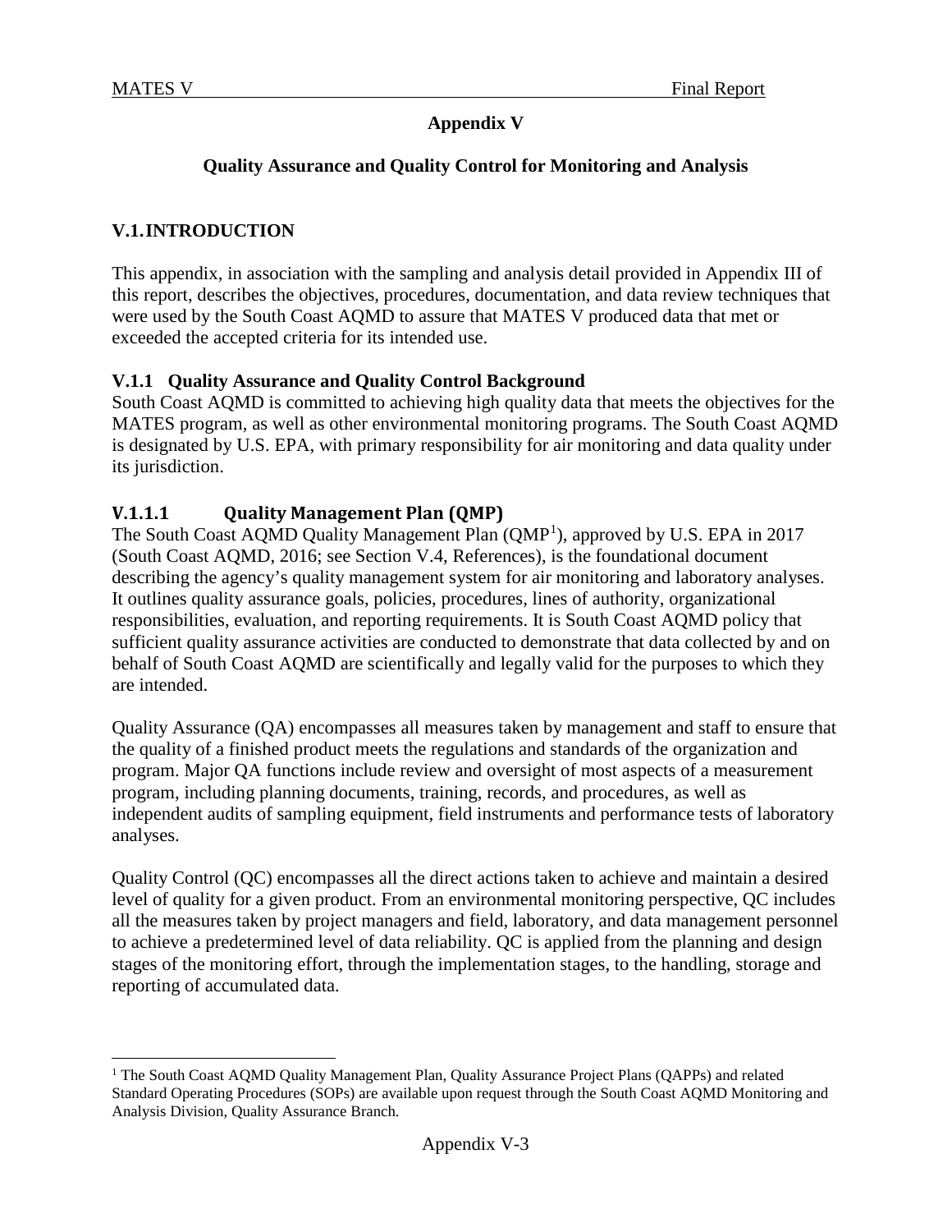# Appendix V

## Quality Assurance and Quality Control for Monitoring and Analysis

## V.1. INTRODUCTION

This appendix, in association with the sampling and analysis detail provided in Appendix III of this report, describes the objectives, procedures, documentation, and data review techniques that were used by the South Coast AQMD to assure that MATES V produced data that met or exceeded the accepted criteria for its intended use.

### V.1.1 Quality Assurance and Quality Control Background

South Coast AQMD is committed to achieving high quality data that meets the objectives for the MATES program, as well as other environmental monitoring programs. The South Coast AQMD is designated by U.S. EPA, with primary responsibility for air monitoring and data quality under its jurisdiction.

#### V.1.1.1 Quality Management Plan (QMP)

The South Coast AQMD Quality Management Plan (QMP[1]), approved by U.S. EPA in 2017 (South Coast AQMD, 2016; see Section V.4, References), is the foundational document describing the agency's quality management system for air monitoring and laboratory analyses. It outlines quality assurance goals, policies, procedures, lines of authority, organizational responsibilities, evaluation, and reporting requirements. It is South Coast AQMD policy that sufficient quality assurance activities are conducted to demonstrate that data collected by and on behalf of South Coast AQMD are scientifically and legally valid for the purposes to which they are intended.

Quality Assurance (QA) encompasses all measures taken by management and staff to ensure that the quality of a finished product meets the regulations and standards of the organization and program. Major QA functions include review and oversight of most aspects of a measurement program, including planning documents, training, records, and procedures, as well as independent audits of sampling equipment, field instruments and performance tests of laboratory analyses.

Quality Control (QC) encompasses all the direct actions taken to achieve and maintain a desired level of quality for a given product. From an environmental monitoring perspective, QC includes all the measures taken by project managers and field, laboratory, and data management personnel to achieve a predetermined level of data reliability. QC is applied from the planning and design stages of the monitoring effort, through the implementation stages, to the handling, storage and reporting of accumulated data.

---

[1] The South Coast AQMD Quality Management Plan, Quality Assurance Project Plans (QAPPs) and related Standard Operating Procedures (SOPs) are available upon request through the South Coast AQMD Monitoring and Analysis Division, Quality Assurance Branch.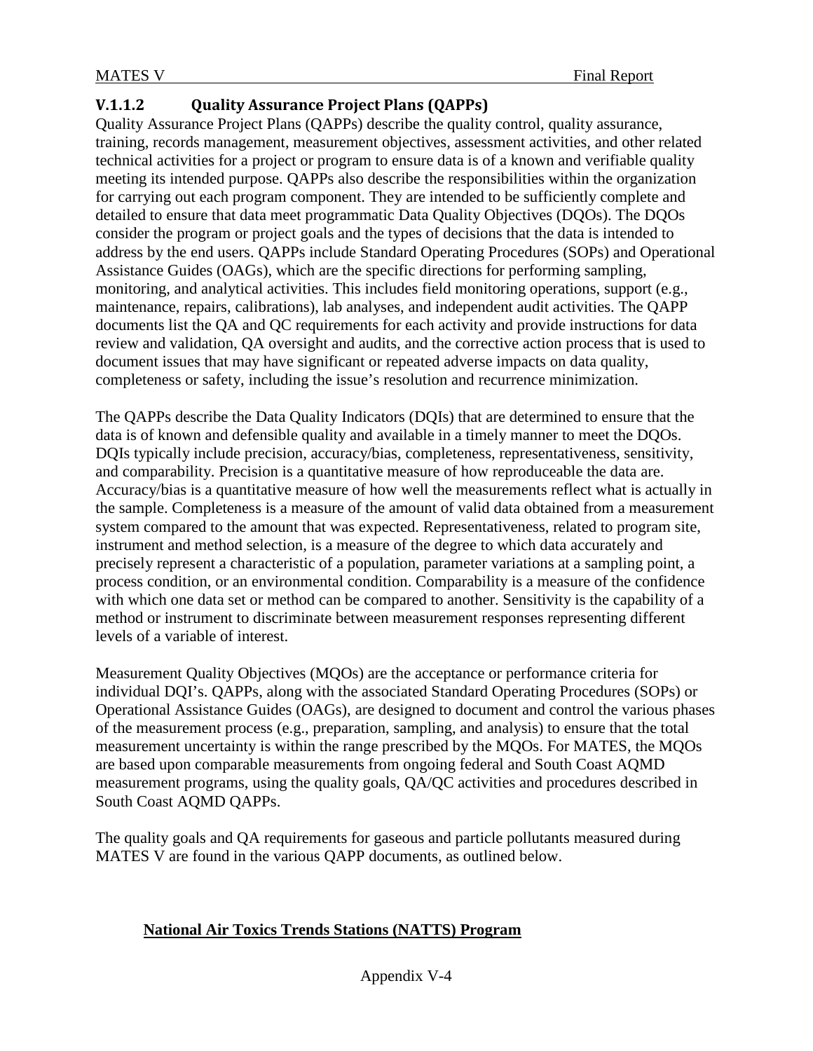### V.1.1.2 Quality Assurance Project Plans (QAPPs)

Quality Assurance Project Plans (QAPPs) describe the quality control, quality assurance, training, records management, measurement objectives, assessment activities, and other related technical activities for a project or program to ensure data is of a known and verifiable quality meeting its intended purpose. QAPPs also describe the responsibilities within the organization for carrying out each program component. They are intended to be sufficiently complete and detailed to ensure that data meet programmatic Data Quality Objectives (DQOs). The DQOs consider the program or project goals and the types of decisions that the data is intended to address by the end users. QAPPs include Standard Operating Procedures (SOPs) and Operational Assistance Guides (OAGs), which are the specific directions for performing sampling, monitoring, and analytical activities. This includes field monitoring operations, support (e.g., maintenance, repairs, calibrations), lab analyses, and independent audit activities. The QAPP documents list the QA and QC requirements for each activity and provide instructions for data review and validation, QA oversight and audits, and the corrective action process that is used to document issues that may have significant or repeated adverse impacts on data quality, completeness or safety, including the issue's resolution and recurrence minimization.

The QAPPs describe the Data Quality Indicators (DQIs) that are determined to ensure that the data is of known and defensible quality and available in a timely manner to meet the DQOs. DQIs typically include precision, accuracy/bias, completeness, representativeness, sensitivity, and comparability. Precision is a quantitative measure of how reproduceable the data are. Accuracy/bias is a quantitative measure of how well the measurements reflect what is actually in the sample. Completeness is a measure of the amount of valid data obtained from a measurement system compared to the amount that was expected. Representativeness, related to program site, instrument and method selection, is a measure of the degree to which data accurately and precisely represent a characteristic of a population, parameter variations at a sampling point, a process condition, or an environmental condition. Comparability is a measure of the confidence with which one data set or method can be compared to another. Sensitivity is the capability of a method or instrument to discriminate between measurement responses representing different levels of a variable of interest.

Measurement Quality Objectives (MQOs) are the acceptance or performance criteria for individual DQI's. QAPPs, along with the associated Standard Operating Procedures (SOPs) or Operational Assistance Guides (OAGs), are designed to document and control the various phases of the measurement process (e.g., preparation, sampling, and analysis) to ensure that the total measurement uncertainty is within the range prescribed by the MQOs. For MATES, the MQOs are based upon comparable measurements from ongoing federal and South Coast AQMD measurement programs, using the quality goals, QA/QC activities and procedures described in South Coast AQMD QAPPs.

The quality goals and QA requirements for gaseous and particle pollutants measured during MATES V are found in the various QAPP documents, as outlined below.

**National Air Toxics Trends Stations (NATTS) Program**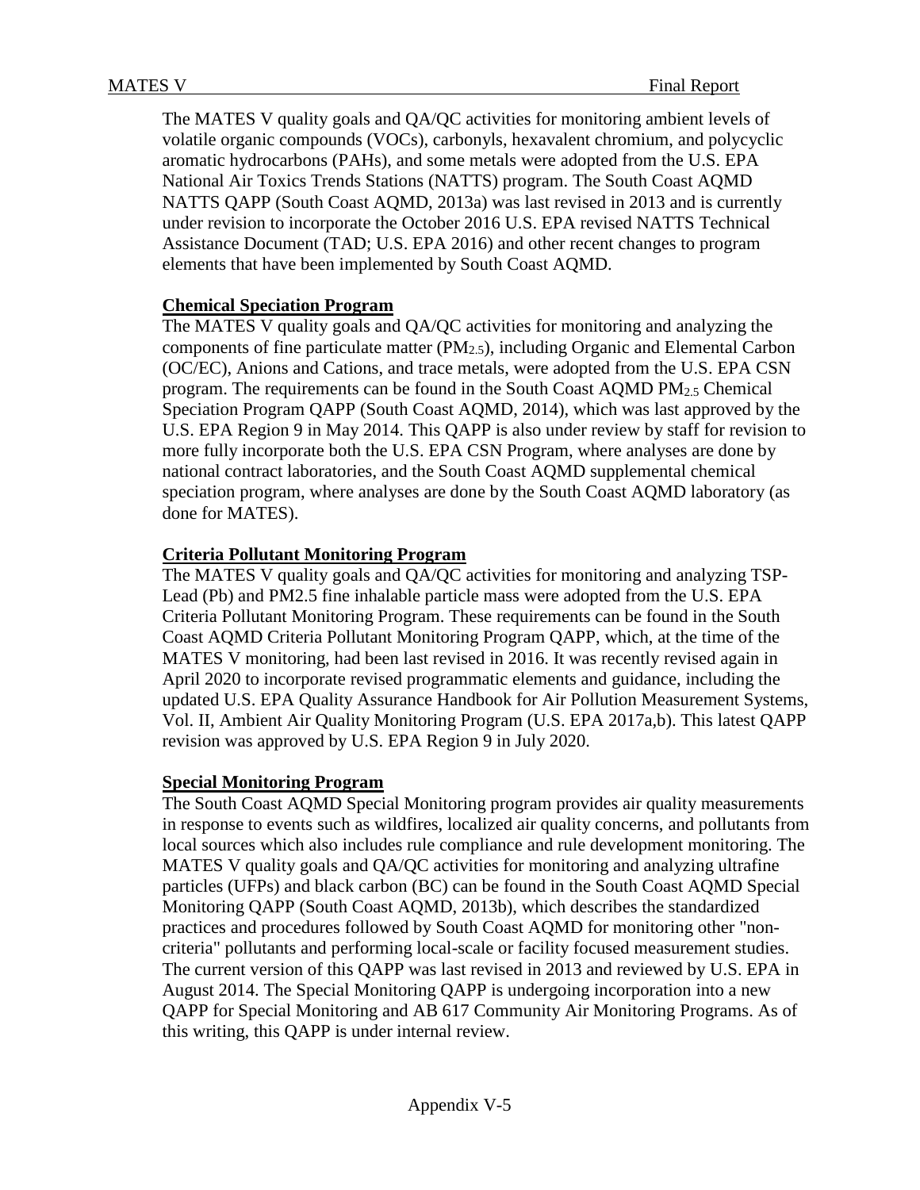The MATES V quality goals and QA/QC activities for monitoring ambient levels of volatile organic compounds (VOCs), carbonyls, hexavalent chromium, and polycyclic aromatic hydrocarbons (PAHs), and some metals were adopted from the U.S. EPA National Air Toxics Trends Stations (NATTS) program. The South Coast AQMD NATTS QAPP (South Coast AQMD, 2013a) was last revised in 2013 and is currently under revision to incorporate the October 2016 U.S. EPA revised NATTS Technical Assistance Document (TAD; U.S. EPA 2016) and other recent changes to program elements that have been implemented by South Coast AQMD.

**Chemical Speciation Program**

The MATES V quality goals and QA/QC activities for monitoring and analyzing the components of fine particulate matter ($PM_{2.5}$), including Organic and Elemental Carbon (OC/EC), Anions and Cations, and trace metals, were adopted from the U.S. EPA CSN program. The requirements can be found in the South Coast AQMD $PM_{2.5}$ Chemical Speciation Program QAPP (South Coast AQMD, 2014), which was last approved by the U.S. EPA Region 9 in May 2014. This QAPP is also under review by staff for revision to more fully incorporate both the U.S. EPA CSN Program, where analyses are done by national contract laboratories, and the South Coast AQMD supplemental chemical speciation program, where analyses are done by the South Coast AQMD laboratory (as done for MATES).

**Criteria Pollutant Monitoring Program**

The MATES V quality goals and QA/QC activities for monitoring and analyzing TSP-Lead (Pb) and PM2.5 fine inhalable particle mass were adopted from the U.S. EPA Criteria Pollutant Monitoring Program. These requirements can be found in the South Coast AQMD Criteria Pollutant Monitoring Program QAPP, which, at the time of the MATES V monitoring, had been last revised in 2016. It was recently revised again in April 2020 to incorporate revised programmatic elements and guidance, including the updated U.S. EPA Quality Assurance Handbook for Air Pollution Measurement Systems, Vol. II, Ambient Air Quality Monitoring Program (U.S. EPA 2017a,b). This latest QAPP revision was approved by U.S. EPA Region 9 in July 2020.

**Special Monitoring Program**

The South Coast AQMD Special Monitoring program provides air quality measurements in response to events such as wildfires, localized air quality concerns, and pollutants from local sources which also includes rule compliance and rule development monitoring. The MATES V quality goals and QA/QC activities for monitoring and analyzing ultrafine particles (UFPs) and black carbon (BC) can be found in the South Coast AQMD Special Monitoring QAPP (South Coast AQMD, 2013b), which describes the standardized practices and procedures followed by South Coast AQMD for monitoring other "non-criteria" pollutants and performing local-scale or facility focused measurement studies. The current version of this QAPP was last revised in 2013 and reviewed by U.S. EPA in August 2014. The Special Monitoring QAPP is undergoing incorporation into a new QAPP for Special Monitoring and AB 617 Community Air Monitoring Programs. As of this writing, this QAPP is under internal review.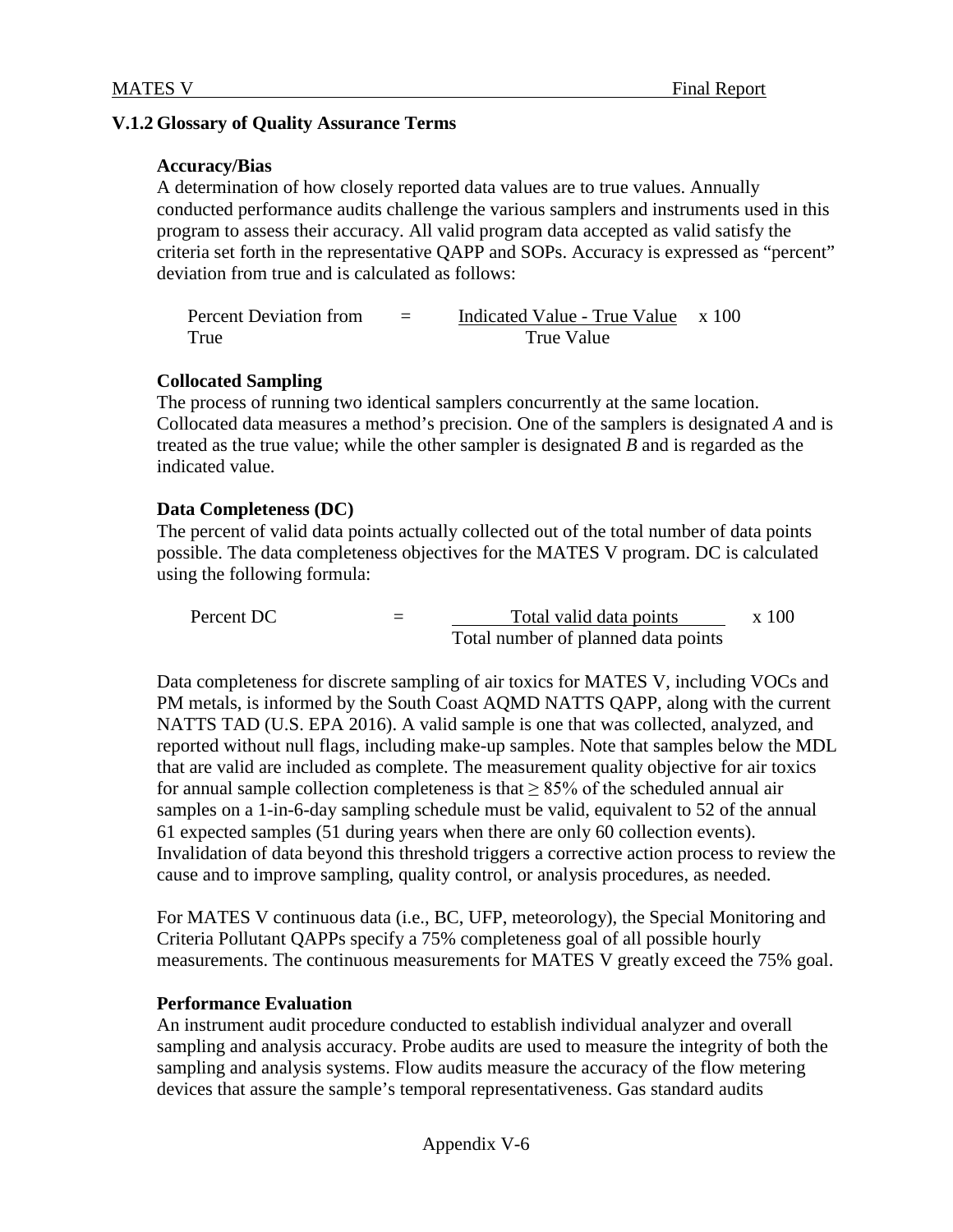### V.1.2 Glossary of Quality Assurance Terms

**Accuracy/Bias**

A determination of how closely reported data values are to true values. Annually conducted performance audits challenge the various samplers and instruments used in this program to assess their accuracy. All valid program data accepted as valid satisfy the criteria set forth in the representative QAPP and SOPs. Accuracy is expressed as "percent" deviation from true and is calculated as follows:

$$\text{Percent Deviation from True} = \frac{\text{Indicated Value - True Value}}{\text{True Value}} \times 100$$

**Collocated Sampling**

The process of running two identical samplers concurrently at the same location. Collocated data measures a method's precision. One of the samplers is designated *A* and is treated as the true value; while the other sampler is designated *B* and is regarded as the indicated value.

**Data Completeness (DC)**

The percent of valid data points actually collected out of the total number of data points possible. The data completeness objectives for the MATES V program. DC is calculated using the following formula:

$$\text{Percent DC} = \frac{\text{Total valid data points}}{\text{Total number of planned data points}} \times 100$$

Data completeness for discrete sampling of air toxics for MATES V, including VOCs and PM metals, is informed by the South Coast AQMD NATTS QAPP, along with the current NATTS TAD (U.S. EPA 2016). A valid sample is one that was collected, analyzed, and reported without null flags, including make-up samples. Note that samples below the MDL that are valid are included as complete. The measurement quality objective for air toxics for annual sample collection completeness is that ≥ 85% of the scheduled annual air samples on a 1-in-6-day sampling schedule must be valid, equivalent to 52 of the annual 61 expected samples (51 during years when there are only 60 collection events). Invalidation of data beyond this threshold triggers a corrective action process to review the cause and to improve sampling, quality control, or analysis procedures, as needed.

For MATES V continuous data (i.e., BC, UFP, meteorology), the Special Monitoring and Criteria Pollutant QAPPs specify a 75% completeness goal of all possible hourly measurements. The continuous measurements for MATES V greatly exceed the 75% goal.

**Performance Evaluation**

An instrument audit procedure conducted to establish individual analyzer and overall sampling and analysis accuracy. Probe audits are used to measure the integrity of both the sampling and analysis systems. Flow audits measure the accuracy of the flow metering devices that assure the sample's temporal representativeness. Gas standard audits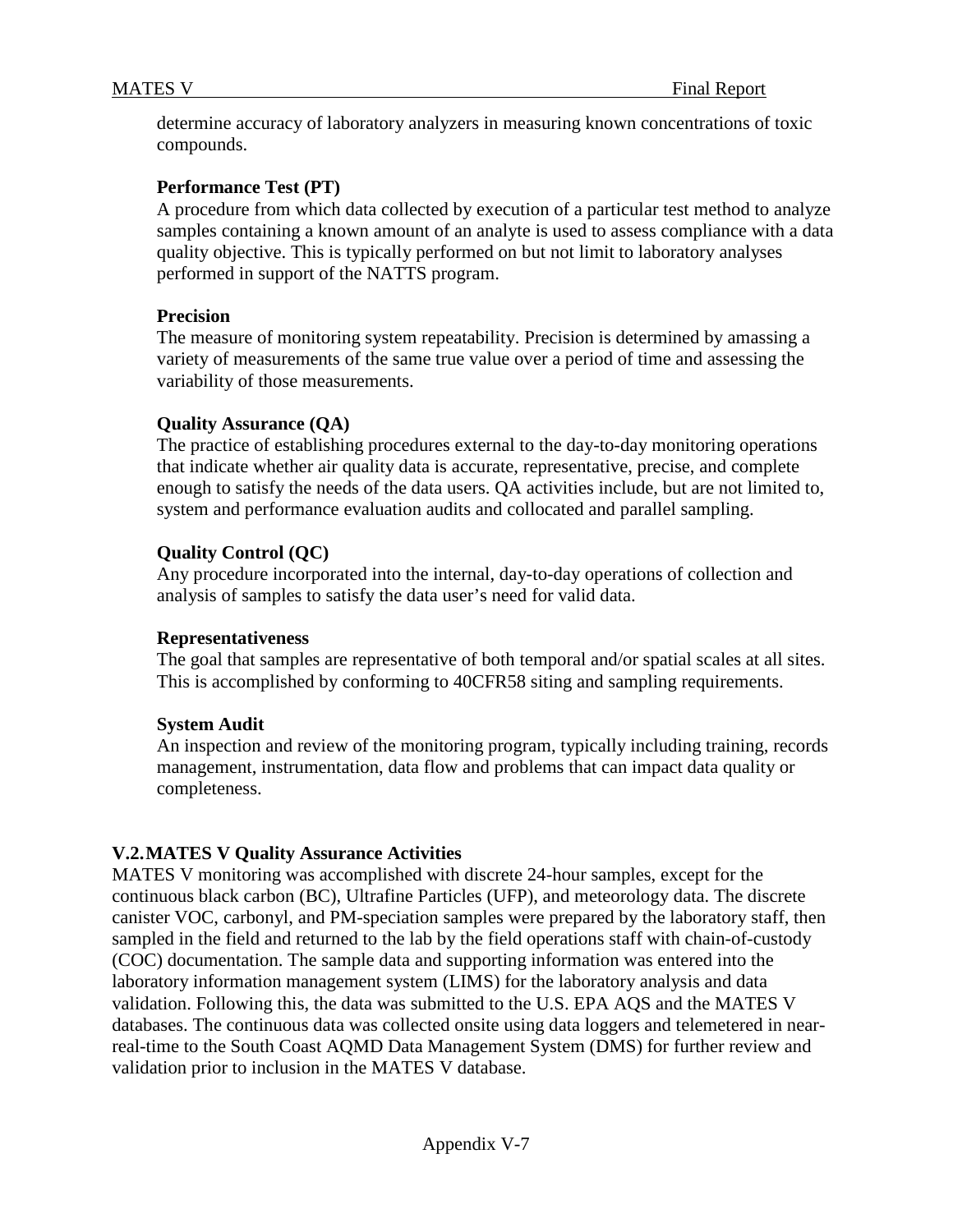determine accuracy of laboratory analyzers in measuring known concentrations of toxic compounds.

**Performance Test (PT)**
A procedure from which data collected by execution of a particular test method to analyze samples containing a known amount of an analyte is used to assess compliance with a data quality objective. This is typically performed on but not limit to laboratory analyses performed in support of the NATTS program.

**Precision**
The measure of monitoring system repeatability. Precision is determined by amassing a variety of measurements of the same true value over a period of time and assessing the variability of those measurements.

**Quality Assurance (QA)**
The practice of establishing procedures external to the day-to-day monitoring operations that indicate whether air quality data is accurate, representative, precise, and complete enough to satisfy the needs of the data users. QA activities include, but are not limited to, system and performance evaluation audits and collocated and parallel sampling.

**Quality Control (QC)**
Any procedure incorporated into the internal, day-to-day operations of collection and analysis of samples to satisfy the data user's need for valid data.

**Representativeness**
The goal that samples are representative of both temporal and/or spatial scales at all sites. This is accomplished by conforming to 40CFR58 siting and sampling requirements.

**System Audit**
An inspection and review of the monitoring program, typically including training, records management, instrumentation, data flow and problems that can impact data quality or completeness.

## V.2. MATES V Quality Assurance Activities

MATES V monitoring was accomplished with discrete 24-hour samples, except for the continuous black carbon (BC), Ultrafine Particles (UFP), and meteorology data. The discrete canister VOC, carbonyl, and PM-speciation samples were prepared by the laboratory staff, then sampled in the field and returned to the lab by the field operations staff with chain-of-custody (COC) documentation. The sample data and supporting information was entered into the laboratory information management system (LIMS) for the laboratory analysis and data validation. Following this, the data was submitted to the U.S. EPA AQS and the MATES V databases. The continuous data was collected onsite using data loggers and telemetered in near-real-time to the South Coast AQMD Data Management System (DMS) for further review and validation prior to inclusion in the MATES V database.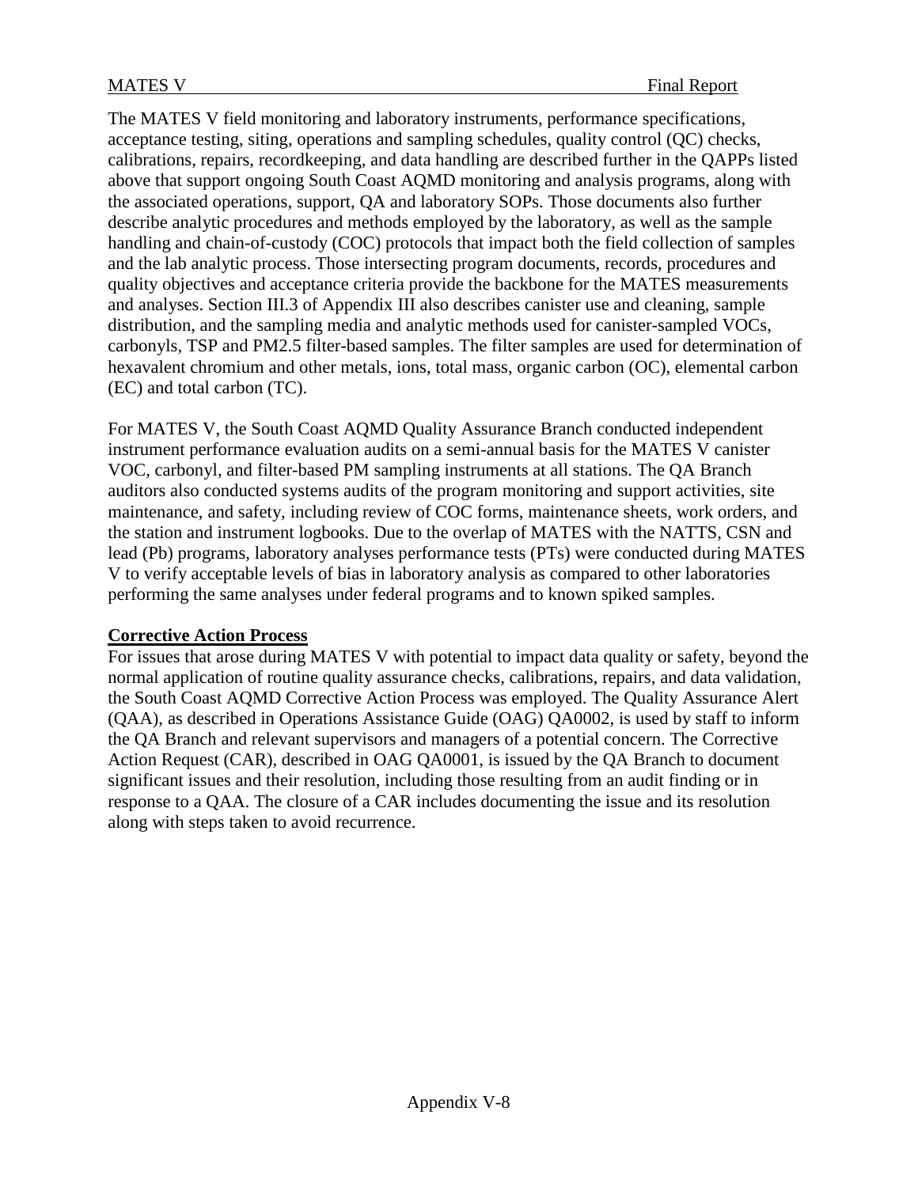The MATES V field monitoring and laboratory instruments, performance specifications, acceptance testing, siting, operations and sampling schedules, quality control (QC) checks, calibrations, repairs, recordkeeping, and data handling are described further in the QAPPs listed above that support ongoing South Coast AQMD monitoring and analysis programs, along with the associated operations, support, QA and laboratory SOPs. Those documents also further describe analytic procedures and methods employed by the laboratory, as well as the sample handling and chain-of-custody (COC) protocols that impact both the field collection of samples and the lab analytic process. Those intersecting program documents, records, procedures and quality objectives and acceptance criteria provide the backbone for the MATES measurements and analyses. Section III.3 of Appendix III also describes canister use and cleaning, sample distribution, and the sampling media and analytic methods used for canister-sampled VOCs, carbonyls, TSP and PM2.5 filter-based samples. The filter samples are used for determination of hexavalent chromium and other metals, ions, total mass, organic carbon (OC), elemental carbon (EC) and total carbon (TC).

For MATES V, the South Coast AQMD Quality Assurance Branch conducted independent instrument performance evaluation audits on a semi-annual basis for the MATES V canister VOC, carbonyl, and filter-based PM sampling instruments at all stations. The QA Branch auditors also conducted systems audits of the program monitoring and support activities, site maintenance, and safety, including review of COC forms, maintenance sheets, work orders, and the station and instrument logbooks. Due to the overlap of MATES with the NATTS, CSN and lead (Pb) programs, laboratory analyses performance tests (PTs) were conducted during MATES V to verify acceptable levels of bias in laboratory analysis as compared to other laboratories performing the same analyses under federal programs and to known spiked samples.

**Corrective Action Process**

For issues that arose during MATES V with potential to impact data quality or safety, beyond the normal application of routine quality assurance checks, calibrations, repairs, and data validation, the South Coast AQMD Corrective Action Process was employed. The Quality Assurance Alert (QAA), as described in Operations Assistance Guide (OAG) QA0002, is used by staff to inform the QA Branch and relevant supervisors and managers of a potential concern. The Corrective Action Request (CAR), described in OAG QA0001, is issued by the QA Branch to document significant issues and their resolution, including those resulting from an audit finding or in response to a QAA. The closure of a CAR includes documenting the issue and its resolution along with steps taken to avoid recurrence.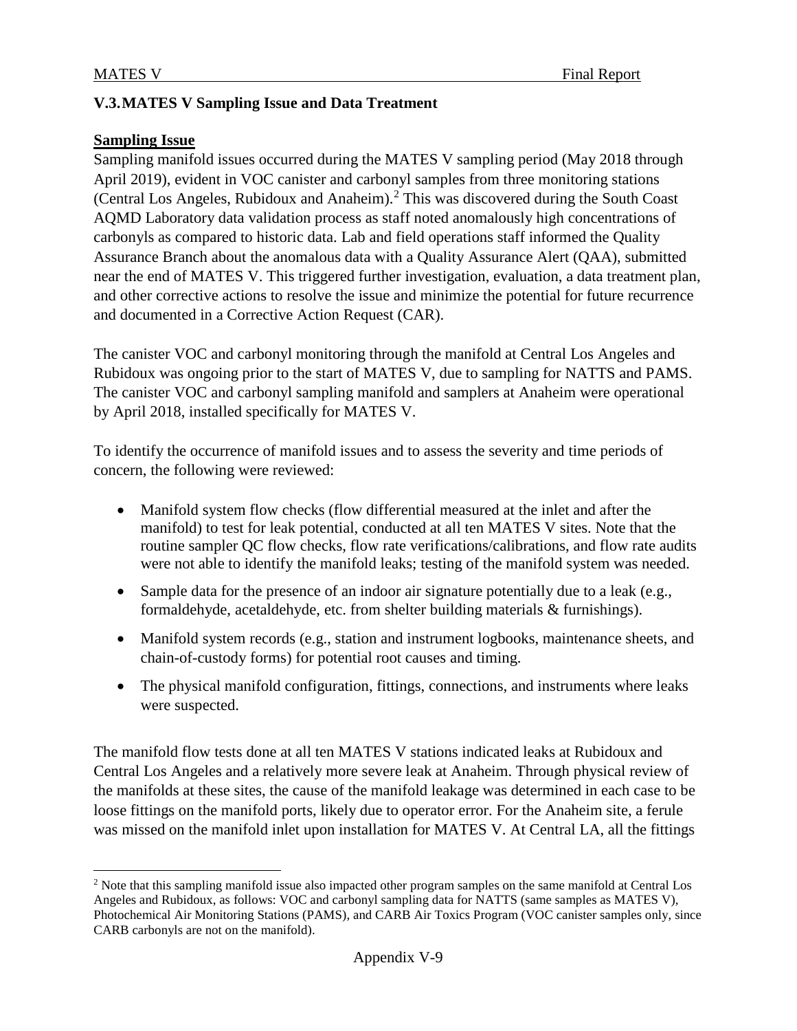## V.3. MATES V Sampling Issue and Data Treatment

**Sampling Issue**

Sampling manifold issues occurred during the MATES V sampling period (May 2018 through April 2019), evident in VOC canister and carbonyl samples from three monitoring stations (Central Los Angeles, Rubidoux and Anaheim).[2] This was discovered during the South Coast AQMD Laboratory data validation process as staff noted anomalously high concentrations of carbonyls as compared to historic data. Lab and field operations staff informed the Quality Assurance Branch about the anomalous data with a Quality Assurance Alert (QAA), submitted near the end of MATES V. This triggered further investigation, evaluation, a data treatment plan, and other corrective actions to resolve the issue and minimize the potential for future recurrence and documented in a Corrective Action Request (CAR).

The canister VOC and carbonyl monitoring through the manifold at Central Los Angeles and Rubidoux was ongoing prior to the start of MATES V, due to sampling for NATTS and PAMS. The canister VOC and carbonyl sampling manifold and samplers at Anaheim were operational by April 2018, installed specifically for MATES V.

To identify the occurrence of manifold issues and to assess the severity and time periods of concern, the following were reviewed:

- Manifold system flow checks (flow differential measured at the inlet and after the manifold) to test for leak potential, conducted at all ten MATES V sites. Note that the routine sampler QC flow checks, flow rate verifications/calibrations, and flow rate audits were not able to identify the manifold leaks; testing of the manifold system was needed.
- Sample data for the presence of an indoor air signature potentially due to a leak (e.g., formaldehyde, acetaldehyde, etc. from shelter building materials & furnishings).
- Manifold system records (e.g., station and instrument logbooks, maintenance sheets, and chain-of-custody forms) for potential root causes and timing.
- The physical manifold configuration, fittings, connections, and instruments where leaks were suspected.

The manifold flow tests done at all ten MATES V stations indicated leaks at Rubidoux and Central Los Angeles and a relatively more severe leak at Anaheim. Through physical review of the manifolds at these sites, the cause of the manifold leakage was determined in each case to be loose fittings on the manifold ports, likely due to operator error. For the Anaheim site, a ferule was missed on the manifold inlet upon installation for MATES V. At Central LA, all the fittings

[2] Note that this sampling manifold issue also impacted other program samples on the same manifold at Central Los Angeles and Rubidoux, as follows: VOC and carbonyl sampling data for NATTS (same samples as MATES V), Photochemical Air Monitoring Stations (PAMS), and CARB Air Toxics Program (VOC canister samples only, since CARB carbonyls are not on the manifold).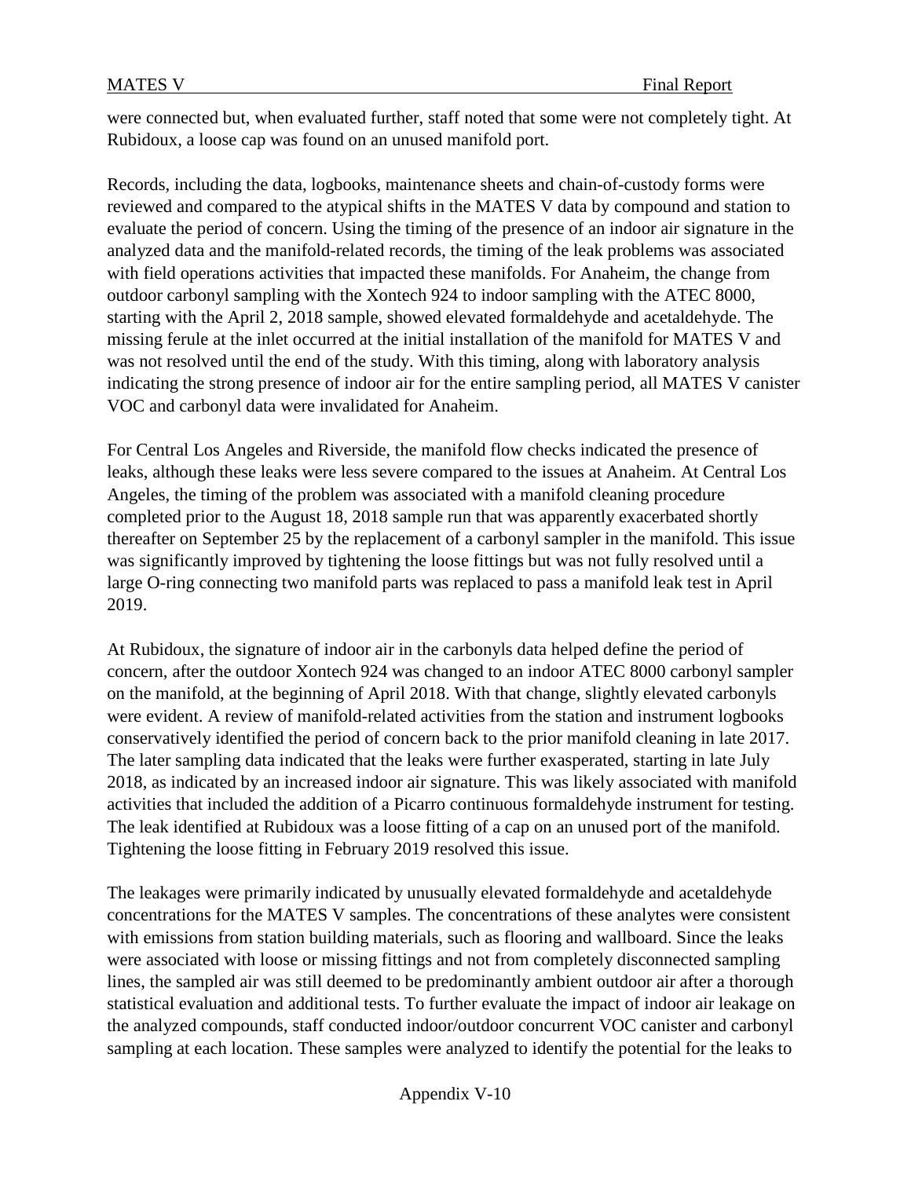were connected but, when evaluated further, staff noted that some were not completely tight. At Rubidoux, a loose cap was found on an unused manifold port.

Records, including the data, logbooks, maintenance sheets and chain-of-custody forms were reviewed and compared to the atypical shifts in the MATES V data by compound and station to evaluate the period of concern. Using the timing of the presence of an indoor air signature in the analyzed data and the manifold-related records, the timing of the leak problems was associated with field operations activities that impacted these manifolds. For Anaheim, the change from outdoor carbonyl sampling with the Xontech 924 to indoor sampling with the ATEC 8000, starting with the April 2, 2018 sample, showed elevated formaldehyde and acetaldehyde. The missing ferule at the inlet occurred at the initial installation of the manifold for MATES V and was not resolved until the end of the study. With this timing, along with laboratory analysis indicating the strong presence of indoor air for the entire sampling period, all MATES V canister VOC and carbonyl data were invalidated for Anaheim.

For Central Los Angeles and Riverside, the manifold flow checks indicated the presence of leaks, although these leaks were less severe compared to the issues at Anaheim. At Central Los Angeles, the timing of the problem was associated with a manifold cleaning procedure completed prior to the August 18, 2018 sample run that was apparently exacerbated shortly thereafter on September 25 by the replacement of a carbonyl sampler in the manifold. This issue was significantly improved by tightening the loose fittings but was not fully resolved until a large O-ring connecting two manifold parts was replaced to pass a manifold leak test in April 2019.

At Rubidoux, the signature of indoor air in the carbonyls data helped define the period of concern, after the outdoor Xontech 924 was changed to an indoor ATEC 8000 carbonyl sampler on the manifold, at the beginning of April 2018. With that change, slightly elevated carbonyls were evident. A review of manifold-related activities from the station and instrument logbooks conservatively identified the period of concern back to the prior manifold cleaning in late 2017. The later sampling data indicated that the leaks were further exasperated, starting in late July 2018, as indicated by an increased indoor air signature. This was likely associated with manifold activities that included the addition of a Picarro continuous formaldehyde instrument for testing. The leak identified at Rubidoux was a loose fitting of a cap on an unused port of the manifold. Tightening the loose fitting in February 2019 resolved this issue.

The leakages were primarily indicated by unusually elevated formaldehyde and acetaldehyde concentrations for the MATES V samples. The concentrations of these analytes were consistent with emissions from station building materials, such as flooring and wallboard. Since the leaks were associated with loose or missing fittings and not from completely disconnected sampling lines, the sampled air was still deemed to be predominantly ambient outdoor air after a thorough statistical evaluation and additional tests. To further evaluate the impact of indoor air leakage on the analyzed compounds, staff conducted indoor/outdoor concurrent VOC canister and carbonyl sampling at each location. These samples were analyzed to identify the potential for the leaks to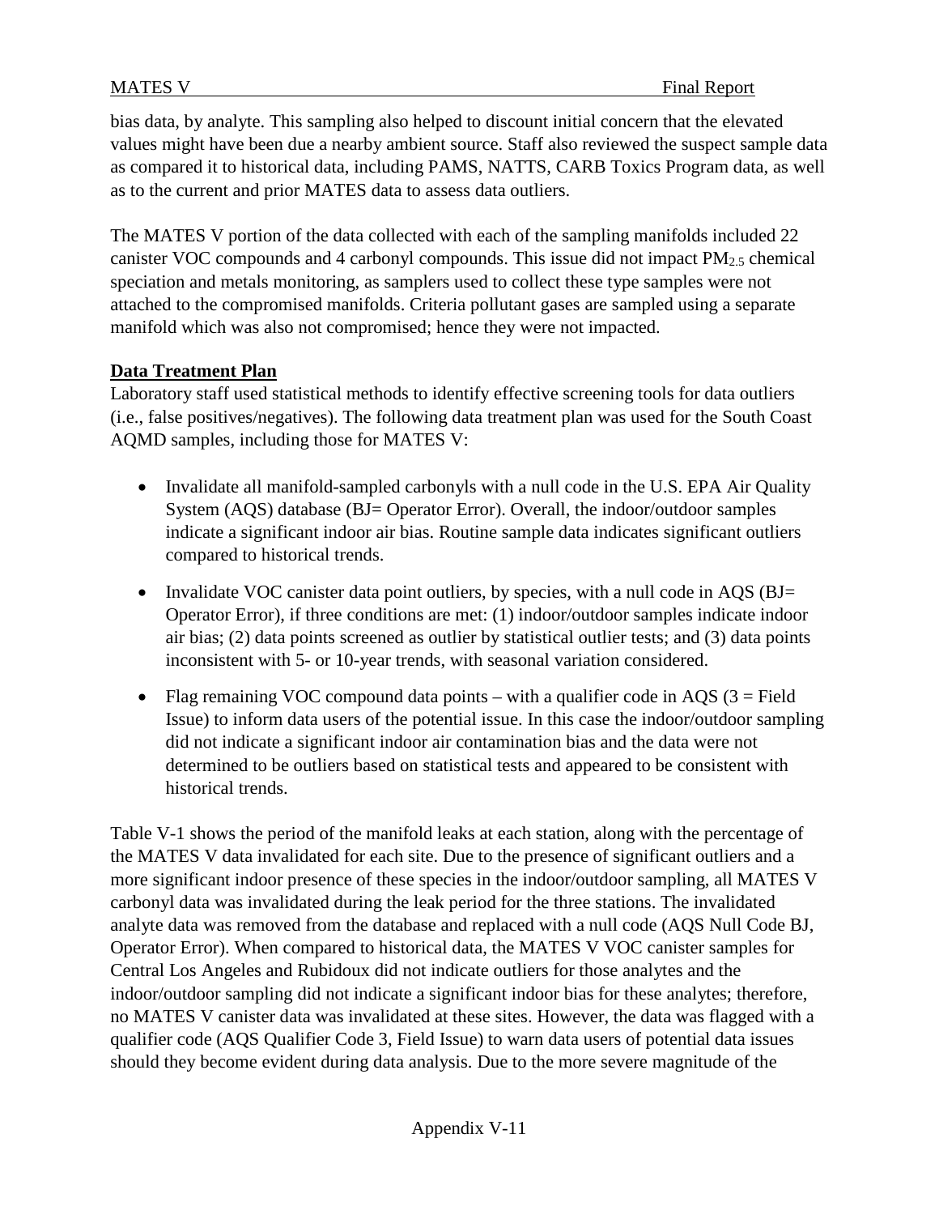bias data, by analyte. This sampling also helped to discount initial concern that the elevated values might have been due a nearby ambient source. Staff also reviewed the suspect sample data as compared it to historical data, including PAMS, NATTS, CARB Toxics Program data, as well as to the current and prior MATES data to assess data outliers.

The MATES V portion of the data collected with each of the sampling manifolds included 22 canister VOC compounds and 4 carbonyl compounds. This issue did not impact $PM_{2.5}$ chemical speciation and metals monitoring, as samplers used to collect these type samples were not attached to the compromised manifolds. Criteria pollutant gases are sampled using a separate manifold which was also not compromised; hence they were not impacted.

**Data Treatment Plan**

Laboratory staff used statistical methods to identify effective screening tools for data outliers (i.e., false positives/negatives). The following data treatment plan was used for the South Coast AQMD samples, including those for MATES V:

- Invalidate all manifold-sampled carbonyls with a null code in the U.S. EPA Air Quality System (AQS) database (BJ= Operator Error). Overall, the indoor/outdoor samples indicate a significant indoor air bias. Routine sample data indicates significant outliers compared to historical trends.
- Invalidate VOC canister data point outliers, by species, with a null code in AQS (BJ= Operator Error), if three conditions are met: (1) indoor/outdoor samples indicate indoor air bias; (2) data points screened as outlier by statistical outlier tests; and (3) data points inconsistent with 5- or 10-year trends, with seasonal variation considered.
- Flag remaining VOC compound data points – with a qualifier code in AQS (3 = Field Issue) to inform data users of the potential issue. In this case the indoor/outdoor sampling did not indicate a significant indoor air contamination bias and the data were not determined to be outliers based on statistical tests and appeared to be consistent with historical trends.

Table V-1 shows the period of the manifold leaks at each station, along with the percentage of the MATES V data invalidated for each site. Due to the presence of significant outliers and a more significant indoor presence of these species in the indoor/outdoor sampling, all MATES V carbonyl data was invalidated during the leak period for the three stations. The invalidated analyte data was removed from the database and replaced with a null code (AQS Null Code BJ, Operator Error). When compared to historical data, the MATES V VOC canister samples for Central Los Angeles and Rubidoux did not indicate outliers for those analytes and the indoor/outdoor sampling did not indicate a significant indoor bias for these analytes; therefore, no MATES V canister data was invalidated at these sites. However, the data was flagged with a qualifier code (AQS Qualifier Code 3, Field Issue) to warn data users of potential data issues should they become evident during data analysis. Due to the more severe magnitude of the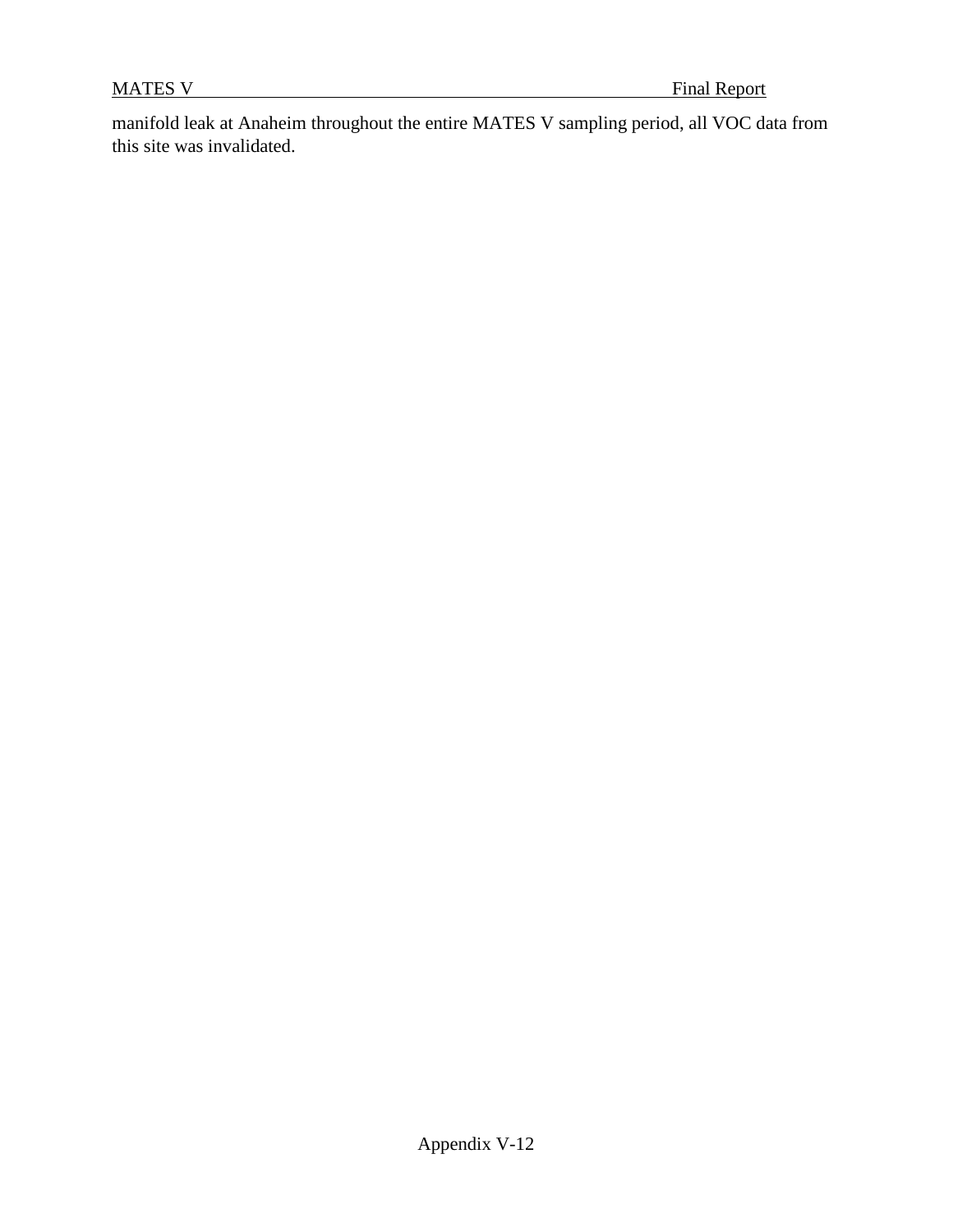manifold leak at Anaheim throughout the entire MATES V sampling period, all VOC data from this site was invalidated.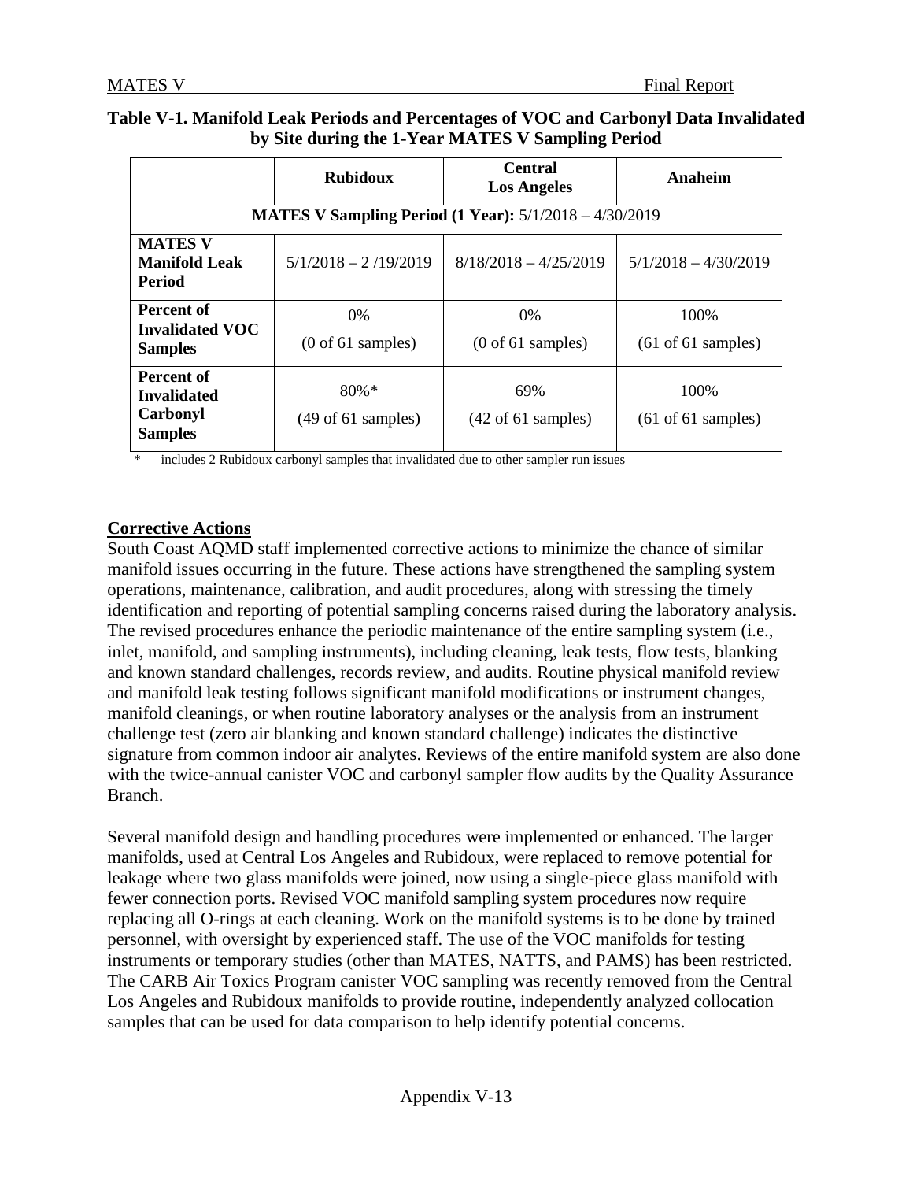**Table V-1. Manifold Leak Periods and Percentages of VOC and Carbonyl Data Invalidated by Site during the 1-Year MATES V Sampling Period**

| | **Rubidoux** | **Central Los Angeles** | **Anaheim** |
|---|---|---|---|
| **MATES V Sampling Period (1 Year):** 5/1/2018 – 4/30/2019 | | | |
| **MATES V Manifold Leak Period** | 5/1/2018 – 2 /19/2019 | 8/18/2018 – 4/25/2019 | 5/1/2018 – 4/30/2019 |
| **Percent of Invalidated VOC Samples** | 0% (0 of 61 samples) | 0% (0 of 61 samples) | 100% (61 of 61 samples) |
| **Percent of Invalidated Carbonyl Samples** | 80%* (49 of 61 samples) | 69% (42 of 61 samples) | 100% (61 of 61 samples) |

\* includes 2 Rubidoux carbonyl samples that invalidated due to other sampler run issues

## Corrective Actions

South Coast AQMD staff implemented corrective actions to minimize the chance of similar manifold issues occurring in the future. These actions have strengthened the sampling system operations, maintenance, calibration, and audit procedures, along with stressing the timely identification and reporting of potential sampling concerns raised during the laboratory analysis. The revised procedures enhance the periodic maintenance of the entire sampling system (i.e., inlet, manifold, and sampling instruments), including cleaning, leak tests, flow tests, blanking and known standard challenges, records review, and audits. Routine physical manifold review and manifold leak testing follows significant manifold modifications or instrument changes, manifold cleanings, or when routine laboratory analyses or the analysis from an instrument challenge test (zero air blanking and known standard challenge) indicates the distinctive signature from common indoor air analytes. Reviews of the entire manifold system are also done with the twice-annual canister VOC and carbonyl sampler flow audits by the Quality Assurance Branch.

Several manifold design and handling procedures were implemented or enhanced. The larger manifolds, used at Central Los Angeles and Rubidoux, were replaced to remove potential for leakage where two glass manifolds were joined, now using a single-piece glass manifold with fewer connection ports. Revised VOC manifold sampling system procedures now require replacing all O-rings at each cleaning. Work on the manifold systems is to be done by trained personnel, with oversight by experienced staff. The use of the VOC manifolds for testing instruments or temporary studies (other than MATES, NATTS, and PAMS) has been restricted. The CARB Air Toxics Program canister VOC sampling was recently removed from the Central Los Angeles and Rubidoux manifolds to provide routine, independently analyzed collocation samples that can be used for data comparison to help identify potential concerns.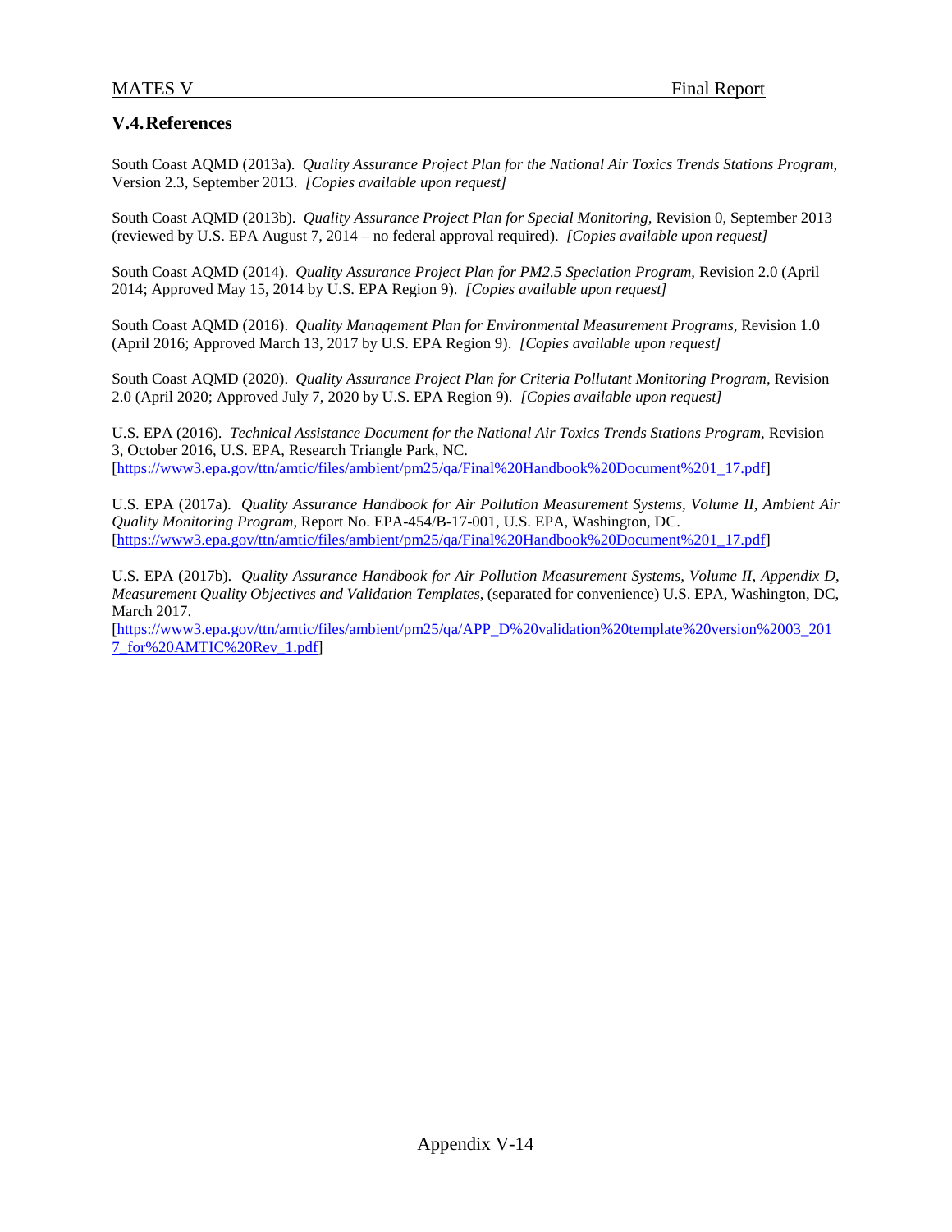## V.4. References

South Coast AQMD (2013a). *Quality Assurance Project Plan for the National Air Toxics Trends Stations Program,* Version 2.3, September 2013. *[Copies available upon request]*

South Coast AQMD (2013b). *Quality Assurance Project Plan for Special Monitoring,* Revision 0, September 2013 (reviewed by U.S. EPA August 7, 2014 – no federal approval required). *[Copies available upon request]*

South Coast AQMD (2014). *Quality Assurance Project Plan for PM2.5 Speciation Program,* Revision 2.0 (April 2014; Approved May 15, 2014 by U.S. EPA Region 9). *[Copies available upon request]*

South Coast AQMD (2016). *Quality Management Plan for Environmental Measurement Programs,* Revision 1.0 (April 2016; Approved March 13, 2017 by U.S. EPA Region 9). *[Copies available upon request]*

South Coast AQMD (2020). *Quality Assurance Project Plan for Criteria Pollutant Monitoring Program,* Revision 2.0 (April 2020; Approved July 7, 2020 by U.S. EPA Region 9). *[Copies available upon request]*

U.S. EPA (2016). *Technical Assistance Document for the National Air Toxics Trends Stations Program*, Revision 3, October 2016, U.S. EPA, Research Triangle Park, NC. [https://www3.epa.gov/ttn/amtic/files/ambient/pm25/qa/Final%20Handbook%20Document%201_17.pdf]

U.S. EPA (2017a). *Quality Assurance Handbook for Air Pollution Measurement Systems, Volume II, Ambient Air Quality Monitoring Program*, Report No. EPA-454/B-17-001, U.S. EPA, Washington, DC. [https://www3.epa.gov/ttn/amtic/files/ambient/pm25/qa/Final%20Handbook%20Document%201_17.pdf]

U.S. EPA (2017b). *Quality Assurance Handbook for Air Pollution Measurement Systems, Volume II, Appendix D, Measurement Quality Objectives and Validation Templates*, (separated for convenience) U.S. EPA, Washington, DC, March 2017. [https://www3.epa.gov/ttn/amtic/files/ambient/pm25/qa/APP_D%20validation%20template%20version%2003_2017_for%20AMTIC%20Rev_1.pdf]